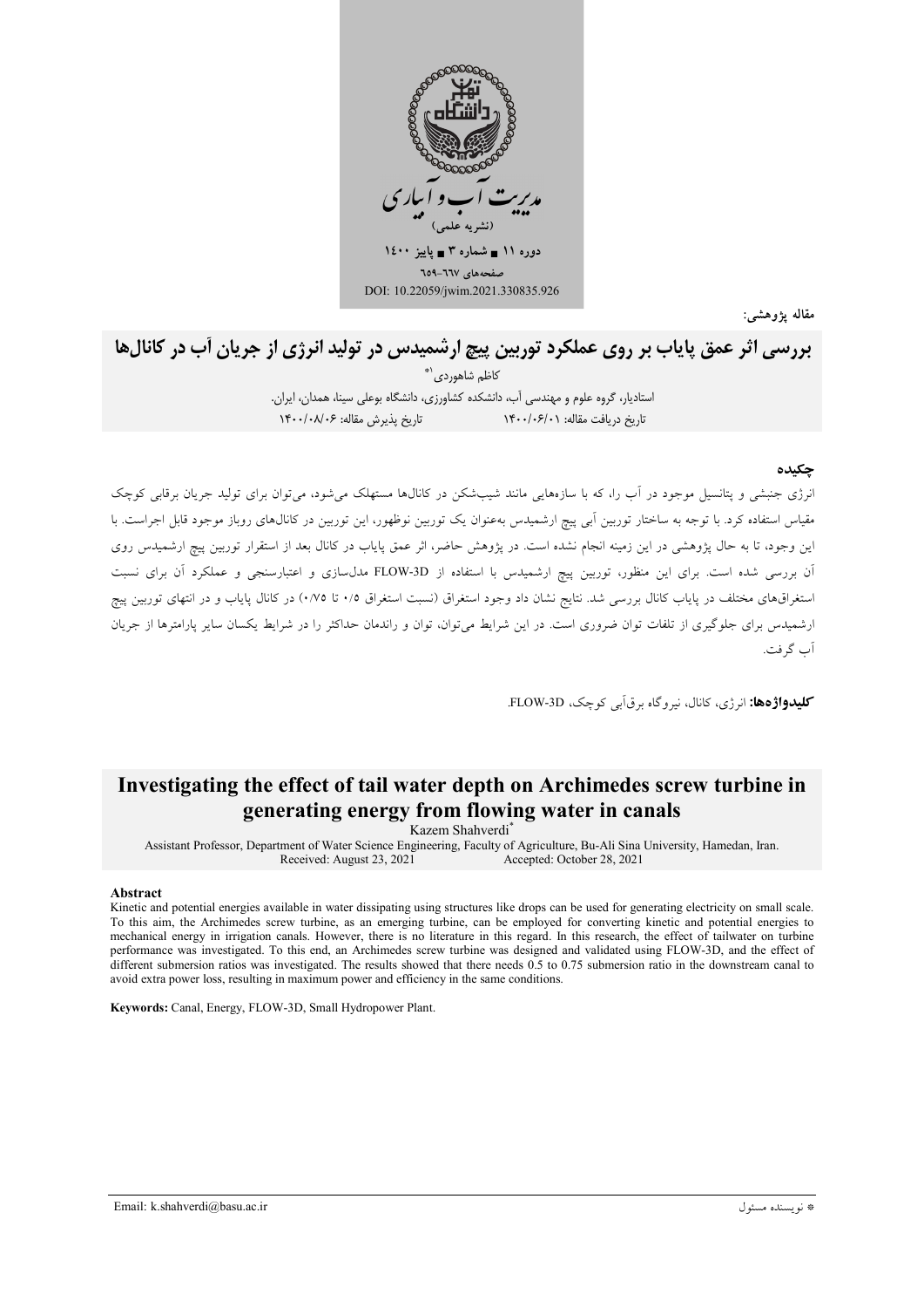مدیریت آب و آبیاری

(نشریه علمی)

دوره ۱۱ ■ شماره ۳ ■ پاییز ۱۴۰۰

صفحه‌های ۶۶۷-۶۵۹

DOI: 10.22059/jwim.2021.330835.926

مقاله پژوهشی:

# بررسی اثر عمق پایاب بر روی عملکرد توربین پیچ ارشمیدس در تولید انرژی از جریان آب در کانال‌ها

کاظم شاهوردی[1*]

استادیار، گروه علوم و مهندسی آب، دانشکده کشاورزی، دانشگاه بوعلی سینا، همدان، ایران.

تاریخ دریافت مقاله: ۱۴۰۰/۰۶/۰۱ تاریخ پذیرش مقاله: ۱۴۰۰/۰۸/۰۶

## چکیده

انرژی جنبشی و پتانسیل موجود در آب را، که با سازه‌هایی مانند شیب‌شکن در کانال‌ها مستهلک می‌شود، می‌توان برای تولید جریان برقابی کوچک مقیاس استفاده کرد. با توجه به ساختار توربین آبی پیچ ارشمیدس به‌عنوان یک توربین نوظهور، این توربین در کانال‌های روباز موجود قابل اجراست. با این وجود، تا به حال پژوهشی در این زمینه انجام نشده است. در پژوهش حاضر، اثر عمق پایاب در کانال بعد از استقرار توربین پیچ ارشمیدس روی آن بررسی شده است. برای این منظور، توربین پیچ ارشمیدس با استفاده از FLOW-3D مدل‌سازی و اعتبارسنجی و عملکرد آن برای نسبت استغراق‌های مختلف در پایاب کانال بررسی شد. نتایج نشان داد وجود استغراق (نسبت استغراق ۰/۵ تا ۰/۷۵) در کانال پایاب و در انتهای توربین پیچ ارشمیدس برای جلوگیری از تلفات توان ضروری است. در این شرایط می‌توان، توان و راندمان حداکثر را در شرایط یکسان سایر پارامترها از جریان آب گرفت.

**کلیدواژه‌ها:** انرژی، کانال، نیروگاه برقآبی کوچک، FLOW-3D.

# Investigating the effect of tail water depth on Archimedes screw turbine in generating energy from flowing water in canals

Kazem Shahverdi[*]

Assistant Professor, Department of Water Science Engineering, Faculty of Agriculture, Bu-Ali Sina University, Hamedan, Iran.

Received: August 23, 2021 Accepted: October 28, 2021

## Abstract

Kinetic and potential energies available in water dissipating using structures like drops can be used for generating electricity on small scale. To this aim, the Archimedes screw turbine, as an emerging turbine, can be employed for converting kinetic and potential energies to mechanical energy in irrigation canals. However, there is no literature in this regard. In this research, the effect of tailwater on turbine performance was investigated. To this end, an Archimedes screw turbine was designed and validated using FLOW-3D, and the effect of different submersion ratios was investigated. The results showed that there needs 0.5 to 0.75 submersion ratio in the downstream canal to avoid extra power loss, resulting in maximum power and efficiency in the same conditions.

**Keywords:** Canal, Energy, FLOW-3D, Small Hydropower Plant.

---

* نویسنده مسئول

Email: k.shahverdi@basu.ac.ir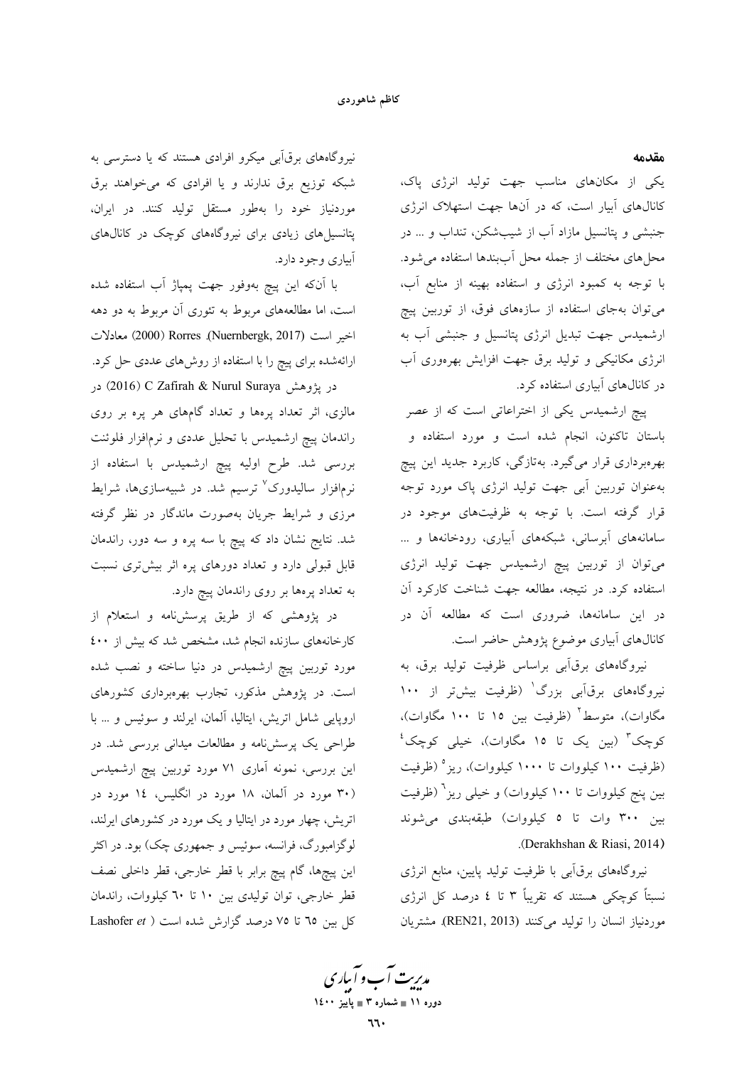## مقدمه

یکی از مکان‌های مناسب جهت تولید انرژی پاک، کانال‌های آبیار است، که در آن‌ها جهت استهلاک انرژی جنبشی و پتانسیل مازاد آب از شیب‌شکن، تنداب و ... در محل‌های مختلف از جمله محل آب‌بندها استفاده می‌شود. با توجه به کمبود انرژی و استفاده بهینه از منابع آب، می‌توان به‌جای استفاده از سازه‌های فوق، از توربین پیچ ارشمیدس جهت تبدیل انرژی پتانسیل و جنبشی آب به انرژی مکانیکی و تولید برق جهت افزایش بهره‌وری آب در کانال‌های آبیاری استفاده کرد.

پیچ ارشمیدس یکی از اختراعاتی است که از عصر باستان تاکنون، انجام شده است و مورد استفاده و بهره‌برداری قرار می‌گیرد. به‌تازگی، کاربرد جدید این پیچ به‌عنوان توربین آبی جهت تولید انرژی پاک مورد توجه قرار گرفته است. با توجه به ظرفیت‌های موجود در سامانه‌های آبرسانی، شبکه‌های آبیاری، رودخانه‌ها و ... می‌توان از توربین پیچ ارشمیدس جهت تولید انرژی استفاده کرد. در نتیجه، مطالعه جهت شناخت کارکرد آن در این سامانه‌ها، ضروری است که مطالعه آن در کانال‌های آبیاری موضوع پژوهش حاضر است.

نیروگاه‌های برق‌آبی براساس ظرفیت تولید برق، به نیروگاه‌های برق‌آبی بزرگ[1] (ظرفیت بیش‌تر از ۱۰۰ مگاوات)، متوسط[2] (ظرفیت بین ۱۵ تا ۱۰۰ مگاوات)، کوچک[3] (بین یک تا ۱۵ مگاوات)، خیلی کوچک[4] (ظرفیت ۱۰۰ کیلووات تا ۱۰۰۰ کیلووات)، ریز[5] (ظرفیت بین پنج کیلووات تا ۱۰۰ کیلووات) و خیلی ریز[6] (ظرفیت بین ۳۰۰ وات تا ۵ کیلووات) طبقه‌بندی می‌شوند (Derakhshan & Riasi, 2014).

نیروگاه‌های برق‌آبی با ظرفیت تولید پایین، منابع انرژی نسبتاً کوچکی هستند که تقریباً ۳ تا ٤ درصد کل انرژی موردنیاز انسان را تولید می‌کنند (REN21, 2013). مشتریان نیروگاه‌های برق‌آبی میکرو افرادی هستند که یا دسترسی به شبکه توزیع برق ندارند و یا افرادی که می‌خواهند برق موردنیاز خود را به‌طور مستقل تولید کنند. در ایران، پتانسیل‌های زیادی برای نیروگاه‌های کوچک در کانال‌های آبیاری وجود دارد.

با آن‌که این پیچ به‌وفور جهت پمپاژ آب استفاده شده است، اما مطالعه‌های مربوط به تئوری آن مربوط به دو دهه اخیر است (Nuernbergk, 2017). Rorres (2000) معادلات ارائه‌شده برای پیچ را با استفاده از روش‌های عددی حل کرد.

در پژوهش C Zafirah & Nurul Suraya (2016) در مالزی، اثر تعداد پره‌ها و تعداد گام‌های هر پره بر روی راندمان پیچ ارشمیدس با تحلیل عددی و نرم‌افزار فلوئنت بررسی شد. طرح اولیه پیچ ارشمیدس با استفاده از نرم‌افزار سالیدورک[7] ترسیم شد. در شبیه‌سازی‌ها، شرایط مرزی و شرایط جریان به‌صورت ماندگار در نظر گرفته شد. نتایج نشان داد که پیچ با سه پره و سه دور، راندمان قابل قبولی دارد و تعداد دورهای پره اثر بیش‌تری نسبت به تعداد پره‌ها بر روی راندمان پیچ دارد.

در پژوهشی که از طریق پرسش‌نامه و استعلام از کارخانه‌های سازنده انجام شد، مشخص شد که بیش از ٤٠٠ مورد توربین پیچ ارشمیدس در دنیا ساخته و نصب شده است. در پژوهش مذکور، تجارب بهره‌برداری کشورهای اروپایی شامل اتریش، ایتالیا، آلمان، ایرلند و سوئیس و ... با طراحی یک پرسش‌نامه و مطالعات میدانی بررسی شد. در این بررسی، نمونه آماری ۷۱ مورد توربین پیچ ارشمیدس (۳۰ مورد در آلمان، ۱۸ مورد در انگلیس، ١٤ مورد در اتریش، چهار مورد در ایتالیا و یک مورد در کشورهای ایرلند، لوگزامبورگ، فرانسه، سوئیس و جمهوری چک) بود. در اکثر این پیچ‌ها، گام پیچ برابر با قطر خارجی، قطر داخلی نصف قطر خارجی، توان تولیدی بین ۱۰ تا ٦٠ کیلووات، راندمان کل بین ٦٥ تا ۷۵ درصد گزارش شده است ( *Lashofer et*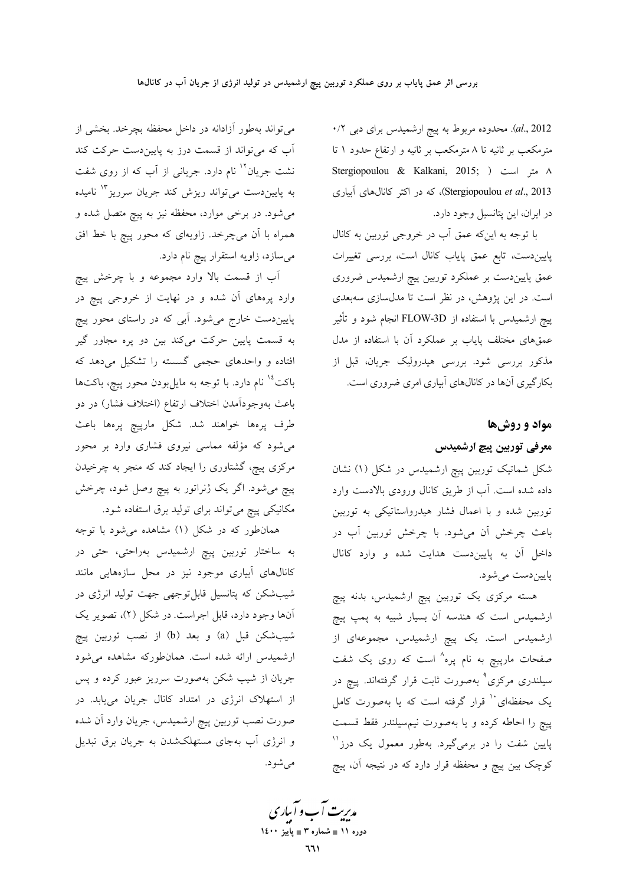al., 2012). محدوده مربوط به پیچ ارشمیدس برای دبی ۰/۲ مترمکعب بر ثانیه تا ۸ مترمکعب بر ثانیه و ارتفاع حدود ۱ تا ۸ متر است (Stergiopoulou & Kalkani, 2015; Stergiopoulou *et al*., 2013)، که در اکثر کانال‌های آبیاری در ایران، این پتانسیل وجود دارد.

با توجه به این‌که عمق آب در خروجی توربین به کانال پایین‌دست، تابع عمق پایاب کانال است، بررسی تغییرات عمق پایین‌دست بر عملکرد توربین پیچ ارشمیدس ضروری است. در این پژوهش، در نظر است تا مدل‌سازی سه‌بعدی پیچ ارشمیدس با استفاده از FLOW-3D انجام شود و تأثیر عمق‌های مختلف پایاب بر عملکرد آن با استفاده از مدل مذکور بررسی شود. بررسی هیدرولیک جریان، قبل از بکارگیری آن‌ها در کانال‌های آبیاری امری ضروری است.

## مواد و روش‌ها

### معرفی توربین پیچ ارشمیدس

شکل شماتیک توربین پیچ ارشمیدس در شکل (۱) نشان داده شده است. آب از طریق کانال ورودی بالادست وارد توربین شده و با اعمال فشار هیدرواستاتیکی به توربین باعث چرخش آن می‌شود. با چرخش توربین آب در داخل آن به پایین‌دست هدایت شده و وارد کانال پایین‌دست می‌شود.

هسته مرکزی یک توربین پیچ ارشمیدس، بدنه پیچ ارشمیدس است که هندسه آن بسیار شبیه به پمپ پیچ ارشمیدس است. یک پیچ ارشمیدس، مجموعه‌ای از صفحات مارپیچ به نام پره[8] است که روی یک شفت سیلندری مرکزی[9] به‌صورت ثابت قرار گرفته‌اند. پیچ در یک محفظه‌ای[10] قرار گرفته است که یا به‌صورت کامل پیچ را احاطه کرده و یا به‌صورت نیم‌سیلندر فقط قسمت پایین شفت را در برمی‌گیرد. به‌طور معمول یک درز[11] کوچک بین پیچ و محفظه قرار دارد که در نتیجه آن، پیچ می‌تواند به‌طور آزادانه در داخل محفظه بچرخد. بخشی از آب که می‌تواند از قسمت درز به پایین‌دست حرکت کند نشت جریان[12] نام دارد. جریانی از آب که از روی شفت به پایین‌دست می‌تواند ریزش کند جریان سرریز[13] نامیده می‌شود. در برخی موارد، محفظه نیز به پیچ متصل شده و همراه با آن می‌چرخد. زاویه‌ای که محور پیچ با خط افق می‌سازد، زاویه استقرار پیچ نام دارد.

آب از قسمت بالا وارد مجموعه و با چرخش پیچ وارد پره‌های آن شده و در نهایت از خروجی پیچ در پایین‌دست خارج می‌شود. آبی که در راستای محور پیچ به قسمت پایین حرکت می‌کند بین دو پره مجاور گیر افتاده و واحدهای حجمی گسسته را تشکیل می‌دهد که باکت[14] نام دارد. با توجه به مایل‌بودن محور پیچ، باکت‌ها باعث به‌وجودآمدن اختلاف ارتفاع (اختلاف فشار) در دو طرف پره‌ها خواهند شد. شکل مارپیچ پره‌ها باعث می‌شود که مؤلفه مماسی نیروی فشاری وارد بر محور مرکزی پیچ، گشتاوری را ایجاد کند که منجر به چرخیدن پیچ می‌شود. اگر یک ژنراتور به پیچ وصل شود، چرخش مکانیکی پیچ می‌تواند برای تولید برق استفاده شود.

همان‌طور که در شکل (۱) مشاهده می‌شود با توجه به ساختار توربین پیچ ارشمیدس به‌راحتی، حتی در کانال‌های آبیاری موجود نیز در محل سازه‌هایی مانند شیب‌شکن که پتانسیل قابل‌توجهی جهت تولید انرژی در آن‌ها وجود دارد، قابل اجراست. در شکل (۲)، تصویر یک شیب‌شکن قبل (a) و بعد (b) از نصب توربین پیچ ارشمیدس ارائه شده است. همان‌طورکه مشاهده می‌شود جریان از شیب شکن به‌صورت سرریز عبور کرده و پس از استهلاک انرژی در امتداد کانال جریان می‌یابد. در صورت نصب توربین پیچ ارشمیدس، جریان وارد آن شده و انرژی آب به‌جای مستهلک‌شدن به جریان برق تبدیل می‌شود.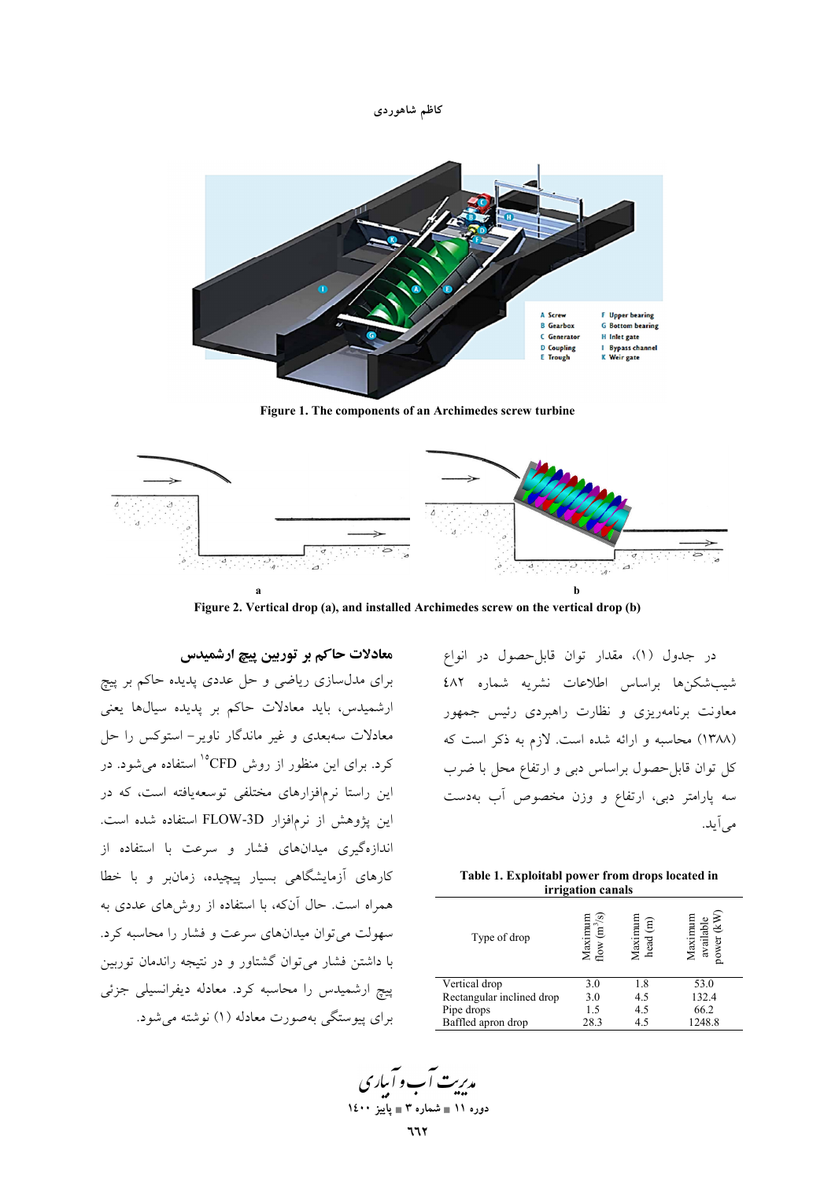Figure 1. The components of an Archimedes screw turbine

Figure 2. Vertical drop (a), and installed Archimedes screw on the vertical drop (b)

در جدول (۱)، مقدار توان قابل‌حصول در انواع شیب‌شکن‌ها براساس اطلاعات نشریه شماره ۴۸۲ معاونت برنامه‌ریزی و نظارت راهبردی رئیس جمهور (۱۳۸۸) محاسبه و ارائه شده است. لازم به ذکر است که کل توان قابل‌حصول براساس دبی و ارتفاع محل با ضرب سه پارامتر دبی، ارتفاع و وزن مخصوص آب به‌دست می‌آید.

Table 1. Exploitabl power from drops located in irrigation canals

| Type of drop | Maximum flow ($m^3$/s) | Maximum head (m) | Maximum available power (kW) |
|---|---|---|---|
| Vertical drop | 3.0 | 1.8 | 53.0 |
| Rectangular inclined drop | 3.0 | 4.5 | 132.4 |
| Pipe drops | 1.5 | 4.5 | 66.2 |
| Baffled apron drop | 28.3 | 4.5 | 1248.8 |

## معادلات حاکم بر توربین پیچ ارشمیدس

برای مدل‌سازی ریاضی و حل عددی پدیده حاکم بر پیچ ارشمیدس، باید معادلات حاکم بر پدیده سیال‌ها یعنی معادلات سه‌بعدی و غیر ماندگار ناویر- استوکس را حل کرد. برای این منظور از روش CFD[15] استفاده می‌شود. در این راستا نرم‌افزارهای مختلفی توسعه‌یافته است، که در این پژوهش از نرم‌افزار FLOW-3D استفاده شده است. اندازه‌گیری میدان‌های فشار و سرعت با استفاده از کارهای آزمایشگاهی بسیار پیچیده، زمان‌بر و با خطا همراه است. حال آن‌که، با استفاده از روش‌های عددی به سهولت می‌توان میدان‌های سرعت و فشار را محاسبه کرد. با داشتن فشار می‌توان گشتاور و در نتیجه راندمان توربین پیچ ارشمیدس را محاسبه کرد. معادله دیفرانسیلی جزئی برای پیوستگی به‌صورت معادله (۱) نوشته می‌شود.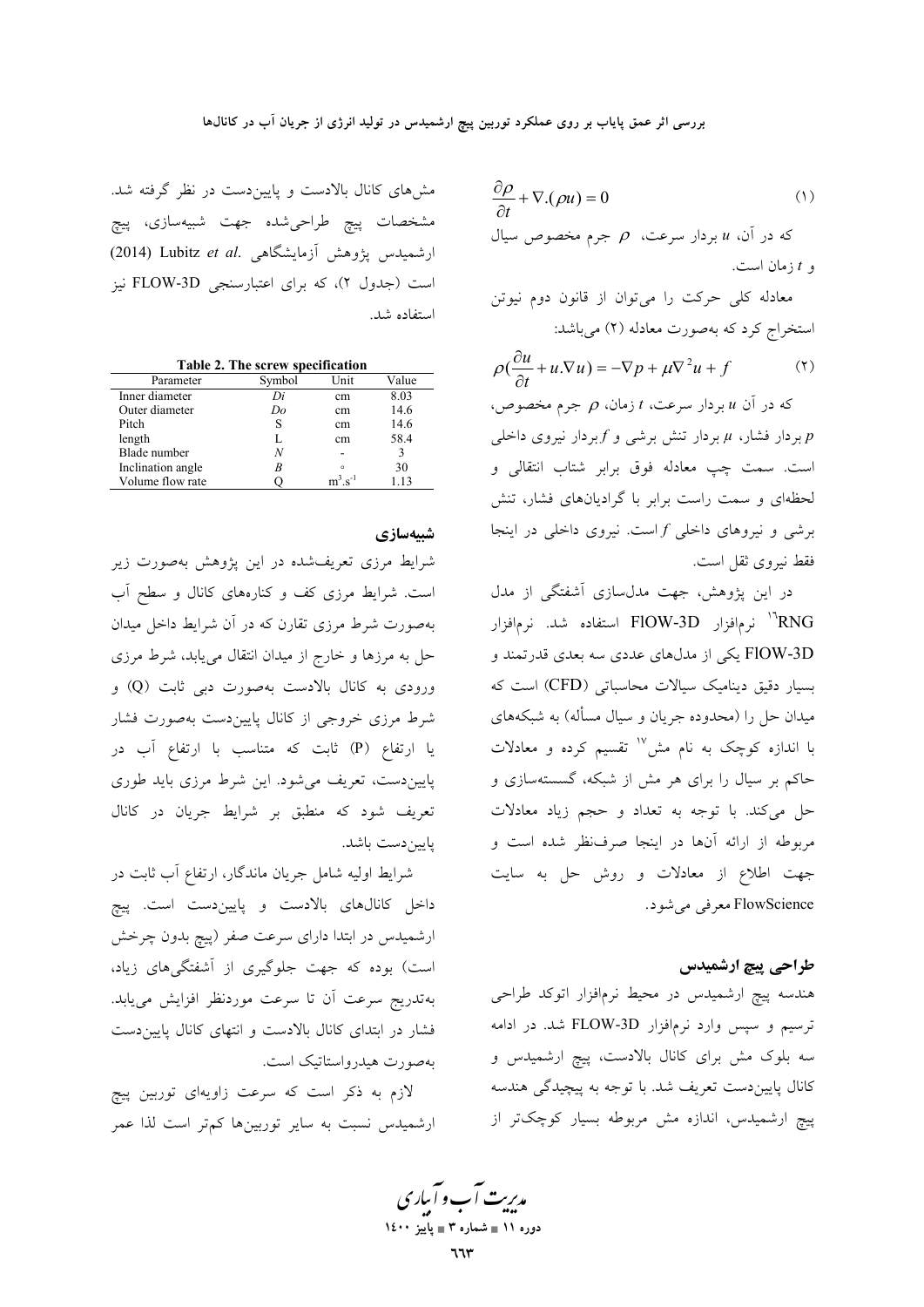$$\frac{\partial \rho}{\partial t} + \nabla.(\rho u) = 0 \qquad (1)$$

که در آن، $u$ بردار سرعت، $\rho$ جرم مخصوص سیال و $t$ زمان است.

معادله کلی حرکت را می‌توان از قانون دوم نیوتن استخراج کرد که به‌صورت معادله (۲) می‌باشد:

$$\rho(\frac{\partial u}{\partial t} + u.\nabla u) = -\nabla p + \mu \nabla^2 u + f \qquad (2)$$

که در آن $u$ بردار سرعت، $t$ زمان، $\rho$ جرم مخصوص، $p$ بردار فشار، $\mu$ بردار تنش برشی و $f$ بردار نیروی داخلی است. سمت چپ معادله فوق برابر شتاب انتقالی و لحظه‌ای و سمت راست برابر با گرادیان‌های فشار، تنش برشی و نیروهای داخلی $f$ است. نیروی داخلی در اینجا فقط نیروی ثقل است.

در این پژوهش، جهت مدل‌سازی آشفتگی از مدل RNG[16] نرم‌افزار FlOW-3D استفاده شد. نرم‌افزار FlOW-3D یکی از مدل‌های عددی سه بعدی قدرتمند و بسیار دقیق دینامیک سیالات محاسباتی (CFD) است که میدان حل را (محدوده جریان و سیال مسأله) به شبکه‌های با اندازه کوچک به نام مش[17] تقسیم کرده و معادلات حاکم بر سیال را برای هر مش از شبکه، گسسته‌سازی و حل می‌کند. با توجه به تعداد و حجم زیاد معادلات مربوطه از ارائه آن‌ها در اینجا صرف‌نظر شده است و جهت اطلاع از معادلات و روش حل به سایت FlowScience معرفی می‌شود.

## طراحی پیچ ارشمیدس

هندسه پیچ ارشمیدس در محیط نرم‌افزار اتوکد طراحی ترسیم و سپس وارد نرم‌افزار FLOW-3D شد. در ادامه سه بلوک مش برای کانال بالادست، پیچ ارشمیدس و کانال پایین‌دست تعریف شد. با توجه به پیچیدگی هندسه پیچ ارشمیدس، اندازه مش مربوطه بسیار کوچک‌تر از مش‌های کانال بالادست و پایین‌دست در نظر گرفته شد. مشخصات پیچ طراحی‌شده جهت شبیه‌سازی، پیچ ارشمیدس پژوهش آزمایشگاهی Lubitz *et al.* (2014) است (جدول ۲)، که برای اعتبارسنجی FLOW-3D نیز استفاده شد.

**Table 2. The screw specification**

| Parameter | Symbol | Unit | Value |
|---|---|---|---|
| Inner diameter | $Di$ | cm | 8.03 |
| Outer diameter | $Do$ | cm | 14.6 |
| Pitch | S | cm | 14.6 |
| length | L | cm | 58.4 |
| Blade number | $N$ | - | 3 |
| Inclination angle | $B$ | ° | 30 |
| Volume flow rate | Q | $m^3.s^{-1}$ | 1.13 |

## شبیه‌سازی

شرایط مرزی تعریف‌شده در این پژوهش به‌صورت زیر است. شرایط مرزی کف و کناره‌های کانال و سطح آب به‌صورت شرط مرزی تقارن که در آن شرایط داخل میدان حل به مرزها و خارج از میدان انتقال می‌یابد، شرط مرزی ورودی به کانال بالادست به‌صورت دبی ثابت (Q) و شرط مرزی خروجی از کانال پایین‌دست به‌صورت فشار یا ارتفاع (P) ثابت که متناسب با ارتفاع آب در پایین‌دست، تعریف می‌شود. این شرط مرزی باید طوری تعریف شود که منطبق بر شرایط جریان در کانال پایین‌دست باشد.

شرایط اولیه شامل جریان ماندگار، ارتفاع آب ثابت در داخل کانال‌های بالادست و پایین‌دست است. پیچ ارشمیدس در ابتدا دارای سرعت صفر (پیچ بدون چرخش است) بوده که جهت جلوگیری از آشفتگی‌های زیاد، به‌تدریج سرعت آن تا سرعت موردنظر افزایش می‌یابد. فشار در ابتدای کانال بالادست و انتهای کانال پایین‌دست به‌صورت هیدرواستاتیک است.

لازم به ذکر است که سرعت زاویه‌ای توربین پیچ ارشمیدس نسبت به سایر توربین‌ها کم‌تر است لذا عمر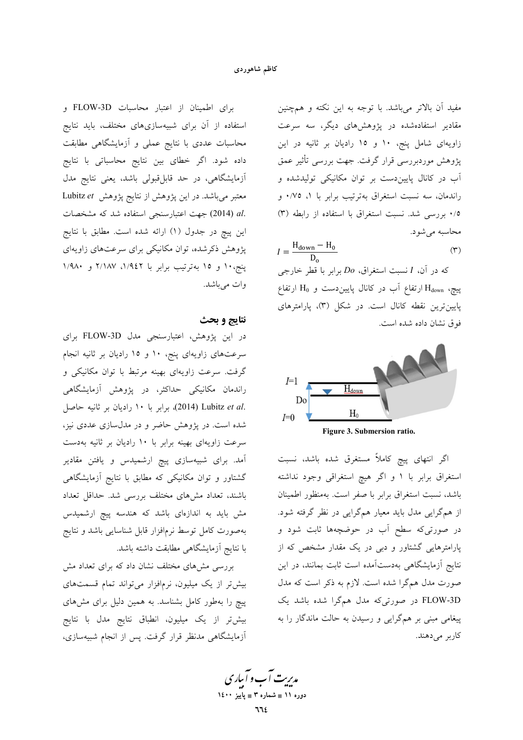مفید آن بالاتر می‌باشد. با توجه به این نکته و همچنین مقادیر استفاده‌شده در پژوهش‌های دیگر، سه سرعت زاویه‌ای شامل پنج، ۱۰ و ۱۵ رادیان بر ثانیه در این پژوهش موردبررسی قرار گرفت. جهت بررسی تأثیر عمق آب در کانال پایین‌دست بر توان مکانیکی تولیدشده و راندمان، سه نسبت استغراق به‌ترتیب برابر با ۱، ۰/۷۵ و ۰/۵ بررسی شد. نسبت استغراق با استفاده از رابطه (۳) محاسبه می‌شود.

$$I = \frac{H_{down} - H_0}{D_o} \quad (۳)$$

که در آن، $I$ نسبت استغراق، $Do$ برابر با قطر خارجی پیچ، $H_{down}$ ارتفاع آب در کانال پایین‌دست و $H_0$ ارتفاع پایین‌ترین نقطه کانال است. در شکل (۳)، پارامترهای فوق نشان داده شده است.

Figure 3. Submersion ratio.

اگر انتهای پیچ کاملاً مستغرق شده باشد، نسبت استغراق برابر با ۱ و اگر هیچ استغراقی وجود نداشته باشد، نسبت استغراق برابر با صفر است. به‌منظور اطمینان از همگرایی مدل باید معیار همگرایی در نظر گرفته شود. در صورتی‌که سطح آب در حوضچه‌ها ثابت شود و پارامترهایی گشتاور و دبی در یک مقدار مشخص که از نتایج آزمایشگاهی به‌دست‌آمده است ثابت بمانند، در این صورت مدل همگرا شده است. لازم به ذکر است که مدل FLOW-3D در صورتی‌که مدل همگرا شده باشد یک پیغامی مبنی بر همگرایی و رسیدن به حالت ماندگار را به کاربر می‌دهند.

برای اطمینان از اعتبار محاسبات FLOW-3D و استفاده از آن برای شبیه‌سازی‌های مختلف، باید نتایج محاسبات عددی با نتایج عملی و آزمایشگاهی مطابقت داده شود. اگر خطای بین نتایج محاسباتی با نتایج آزمایشگاهی، در حد قابل‌قبولی باشد، یعنی نتایج مدل معتبر می‌باشد. در این پژوهش از نتایج پژوهش Lubitz *et al.* (2014) جهت اعتبارسنجی استفاده شد که مشخصات این پیچ در جدول (۱) ارائه شده است. مطابق با نتایج پژوهش ذکرشده، توان مکانیکی برای سرعت‌های زاویه‌ای پنج،۱۰ و ۱۵ به‌ترتیب برابر با ۱/۹۴۲، ۲/۱۸۷ و ۱/۹۸۰ وات می‌باشد.

## نتایج و بحث

در این پژوهش، اعتبارسنجی مدل FLOW-3D برای سرعت‌های زاویه‌ای پنج، ۱۰ و ۱۵ رادیان بر ثانیه انجام گرفت. سرعت زاویه‌ای بهینه مرتبط با توان مکانیکی و راندمان مکانیکی حداکثر، در پژوهش آزمایشگاهی Lubitz *et al.* (2014)، برابر با ۱۰ رادیان بر ثانیه حاصل شده است. در پژوهش حاضر و در مدل‌سازی عددی نیز، سرعت زاویه‌ای بهینه برابر با ۱۰ رادیان بر ثانیه به‌دست آمد. برای شبیه‌سازی پیچ ارشمیدس و یافتن مقادیر گشتاور و توان مکانیکی که مطابق با نتایج آزمایشگاهی باشند، تعداد مش‌های مختلف بررسی شد. حداقل تعداد مش باید به اندازه‌ای باشد که هندسه پیچ ارشمیدس به‌صورت کامل توسط نرم‌افزار قابل شناسایی باشد و نتایج با نتایج آزمایشگاهی مطابقت داشته باشد.

بررسی مش‌های مختلف نشان داد که برای تعداد مش بیش‌تر از یک میلیون، نرم‌افزار می‌تواند تمام قسمت‌های پیچ را به‌طور کامل بشناسد. به همین دلیل برای مش‌های بیش‌تر از یک میلیون، انطباق نتایج مدل با نتایج آزمایشگاهی مدنظر قرار گرفت. پس از انجام شبیه‌سازی،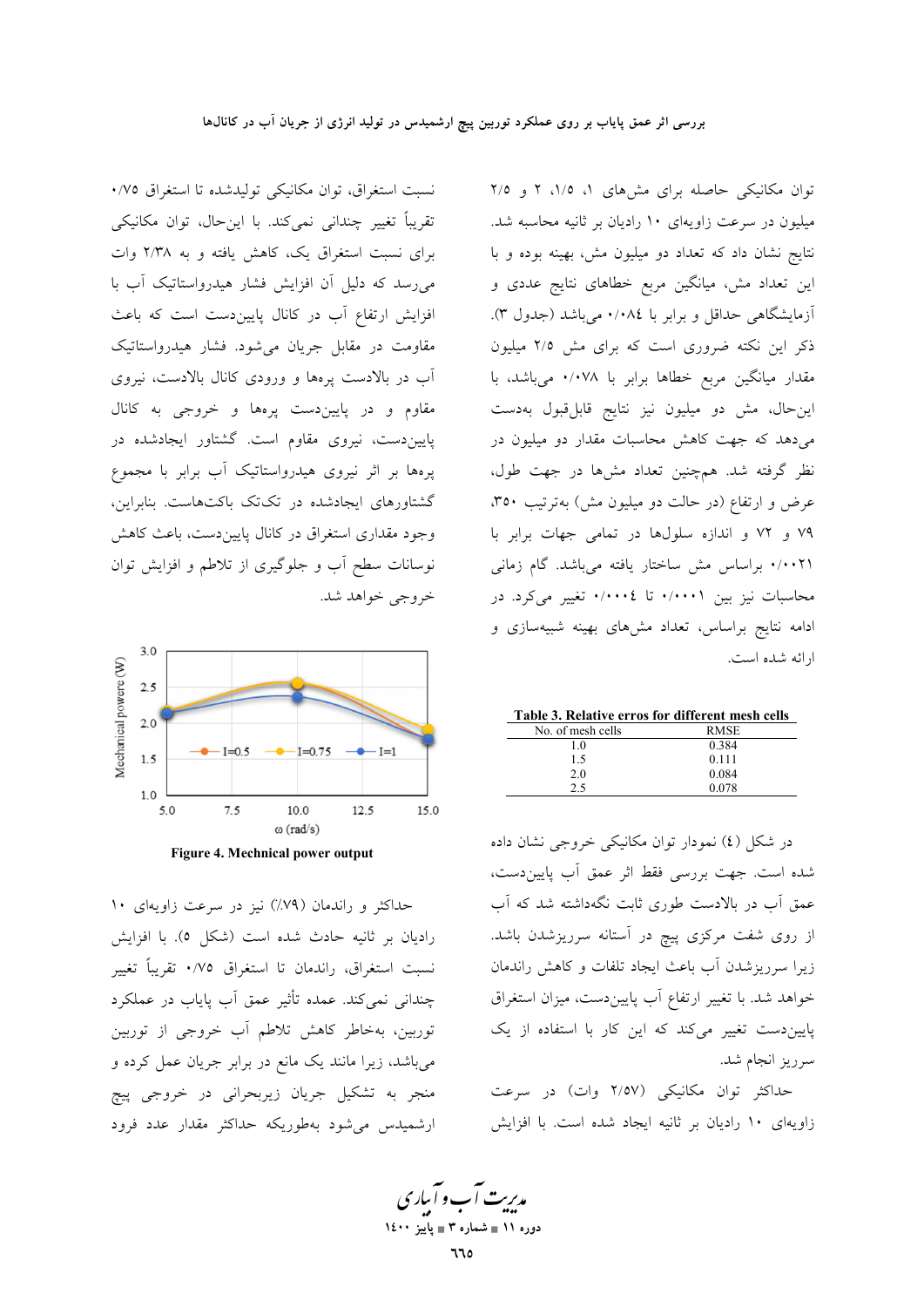توان مکانیکی حاصله برای مش‌های ۱، ۱/۵، ۲ و ۲/۵ میلیون در سرعت زاویه‌ای ۱۰ رادیان بر ثانیه محاسبه شد. نتایج نشان داد که تعداد دو میلیون مش، بهینه بوده و با این تعداد مش، میانگین مربع خطاهای نتایج عددی و آزمایشگاهی حداقل و برابر با ۰/۰۸۴ می‌باشد (جدول ۳). ذکر این نکته ضروری است که برای مش ۲/۵ میلیون مقدار میانگین مربع خطاها برابر با ۰/۰۷۸ می‌باشد، با این‌حال، مش دو میلیون نیز نتایج قابل‌قبول به‌دست می‌دهد که جهت کاهش محاسبات مقدار دو میلیون در نظر گرفته شد. همچنین تعداد مش‌ها در جهت طول، عرض و ارتفاع (در حالت دو میلیون مش) به‌ترتیب ۳۵۰، ۷۹ و ۷۲ و اندازه سلول‌ها در تمامی جهات برابر با ۰/۰۰۲۱ براساس مش ساختار یافته می‌باشد. گام زمانی محاسبات نیز بین ۰/۰۰۰۱ تا ۰/۰۰۰۴ تغییر می‌کرد. در ادامه نتایج براساس، تعداد مش‌های بهینه شبیه‌سازی و ارائه شده است.

**Table 3. Relative erros for different mesh cells**

| No. of mesh cells | RMSE |
|---|---|
| 1.0 | 0.384 |
| 1.5 | 0.111 |
| 2.0 | 0.084 |
| 2.5 | 0.078 |

در شکل (٤) نمودار توان مکانیکی خروجی نشان داده شده است. جهت بررسی فقط اثر عمق آب پایین‌دست، عمق آب در بالادست طوری ثابت نگه‌داشته شد که آب از روی شفت مرکزی پیچ در آستانه سرریزشدن باشد. زیرا سرریزشدن آب باعث ایجاد تلفات و کاهش راندمان خواهد شد. با تغییر ارتفاع آب پایین‌دست، میزان استغراق پایین‌دست تغییر می‌کند که این کار با استفاده از یک سرریز انجام شد.

حداکثر توان مکانیکی (۲/۵۷ وات) در سرعت زاویه‌ای ۱۰ رادیان بر ثانیه ایجاد شده است. با افزایش نسبت استغراق، توان مکانیکی تولیدشده تا استغراق ۰/۷۵ تقریباً تغییر چندانی نمی‌کند. با این‌حال، توان مکانیکی برای نسبت استغراق یک، کاهش یافته و به ۲/۳۸ وات می‌رسد که به دلیل آن افزایش فشار هیدرواستاتیک آب با افزایش ارتفاع آب در کانال پایین‌دست است که باعث مقاومت در مقابل جریان می‌شود. فشار هیدرواستاتیک آب در بالادست پره‌ها و ورودی کانال بالادست، نیروی مقاوم و در پایین‌دست پره‌ها و خروجی به کانال پایین‌دست، نیروی مقاوم است. گشتاور ایجادشده در پره‌ها بر اثر نیروی هیدرواستاتیک آب برابر با مجموع گشتاورهای ایجادشده در تک‌تک باکت‌هاست. بنابراین، وجود مقداری استغراق در کانال پایین‌دست، باعث کاهش نوسانات سطح آب و جلوگیری از تلاطم و افزایش توان خروجی خواهد شد.

Figure 4. Mechnical power output

حداکثر و راندمان (٪۷۹) نیز در سرعت زاویه‌ای ۱۰ رادیان بر ثانیه حادث شده است (شکل ۵). با افزایش نسبت استغراق، راندمان تا استغراق ۰/۷۵ تقریباً تغییر چندانی نمی‌کند. عمده تأثیر عمق آب پایاب در عملکرد توربین، به‌خاطر کاهش تلاطم آب خروجی از توربین می‌باشد، زیرا مانند یک مانع در برابر جریان عمل کرده و منجر به تشکیل جریان زیربحرانی در خروجی پیچ ارشمیدس می‌شود به‌طوریکه حداکثر مقدار عدد فرود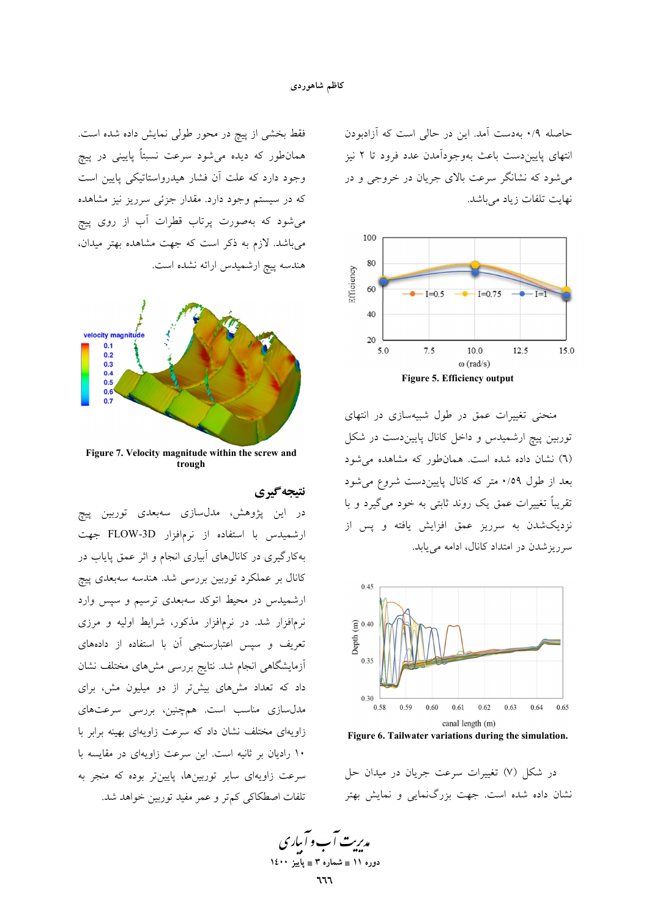حاصله ۰/۹ به‌دست آمد. این در حالی است که آزادبودن انتهای پایین‌دست باعث به‌وجودآمدن عدد فرود تا ۲ نیز می‌شود که نشانگر سرعت بالای جریان در خروجی و در نهایت تلفات زیاد می‌باشد.

Figure 5. Efficiency output

منحنی تغییرات عمق در طول شبیه‌سازی در انتهای توربین پیچ ارشمیدس و داخل کانال پایین‌دست در شکل (٦) نشان داده شده است. همان‌طور که مشاهده می‌شود بعد از طول ۰/۵۹ متر که کانال پایین‌دست شروع می‌شود تقریباً تغییرات عمق یک روند ثابتی به خود می‌گیرد و با نزدیک‌شدن به سرریز عمق افزایش یافته و پس از سرریزشدن در امتداد کانال، ادامه می‌یابد.

Figure 6. Tailwater variations during the simulation.

در شکل (۷) تغییرات سرعت جریان در میدان حل نشان داده شده است. جهت بزرگ‌نمایی و نمایش بهتر فقط بخشی از پیچ در محور طولی نمایش داده شده است. همان‌طور که دیده می‌شود سرعت نسبتاً پایینی در پیچ وجود دارد که علت آن فشار هیدرواستاتیکی پایین است که در سیستم وجود دارد. مقدار جزئی سرریز نیز مشاهده می‌شود که به‌صورت پرتاب قطرات آب از روی پیچ می‌باشد. لازم به ذکر است که جهت مشاهده بهتر میدان، هندسه پیچ ارشمیدس ارائه نشده است.

Figure 7. Velocity magnitude within the screw and trough

## نتیجه‌گیری

در این پژوهش، مدل‌سازی سه‌بعدی توربین پیچ ارشمیدس با استفاده از نرم‌افزار FLOW-3D جهت به‌کارگیری در کانال‌های آبیاری انجام و اثر عمق پایاب در کانال بر عملکرد توربین بررسی شد. هندسه سه‌بعدی پیچ ارشمیدس در محیط اتوکد سه‌بعدی ترسیم و سپس وارد نرم‌افزار شد. در نرم‌افزار مذکور، شرایط اولیه و مرزی تعریف و سپس اعتبارسنجی آن با استفاده از داده‌های آزمایشگاهی انجام شد. نتایج بررسی مش‌های مختلف نشان داد که تعداد مش‌های بیش‌تر از دو میلیون مش، برای مدل‌سازی مناسب است. هم‌چنین، بررسی سرعت‌های زاویه‌ای مختلف نشان داد که سرعت زاویه‌ای بهینه برابر با ۱۰ رادیان بر ثانیه است. این سرعت زاویه‌ای در مقایسه با سرعت زاویه‌ای سایر توربین‌ها، پایین‌تر بوده که منجر به تلفات اصطکاکی کم‌تر و عمر مفید توربین بهتر خواهد شد.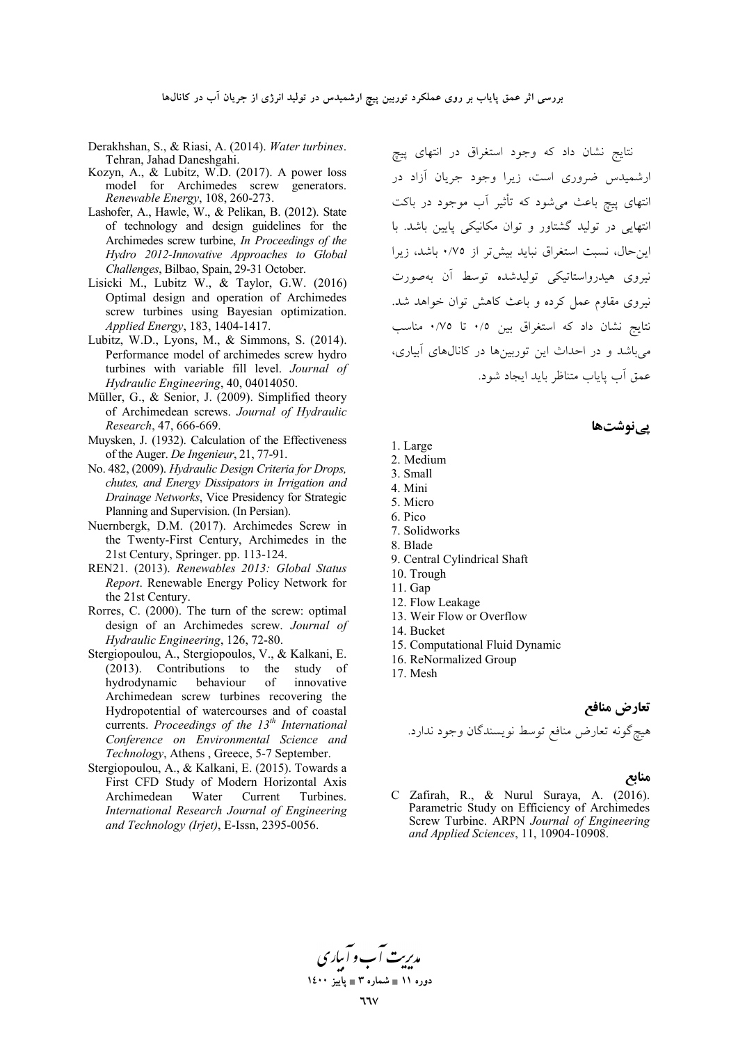نتایج نشان داد که وجود استغراق در انتهای پیچ ارشمیدس ضروری است، زیرا وجود جریان آزاد در انتهای پیچ باعث می‌شود که تأثیر آب موجود در باکت انتهایی در تولید گشتاور و توان مکانیکی پایین باشد. با این‌حال، نسبت استغراق نباید بیش‌تر از ۰/۷۵ باشد، زیرا نیروی هیدرواستاتیکی تولیدشده توسط آن به‌صورت نیروی مقاوم عمل کرده و باعث کاهش توان خواهد شد. نتایج نشان داد که استغراق بین ۰/۵ تا ۰/۷۵ مناسب می‌باشد و در احداث این توربین‌ها در کانال‌های آبیاری، عمق آب پایاب متناظر باید ایجاد شود.

## پی‌نوشت‌ها

1. Large
2. Medium
3. Small
4. Mini
5. Micro
6. Pico
7. Solidworks
8. Blade
9. Central Cylindrical Shaft
10. Trough
11. Gap
12. Flow Leakage
13. Weir Flow or Overflow
14. Bucket
15. Computational Fluid Dynamic
16. ReNormalized Group
17. Mesh

## تعارض منافع

هیچ‌گونه تعارض منافع توسط نویسندگان وجود ندارد.

## منابع

C Zafirah, R., & Nurul Suraya, A. (2016). Parametric Study on Efficiency of Archimedes Screw Turbine. ARPN *Journal of Engineering and Applied Sciences*, 11, 10904-10908.

Derakhshan, S., & Riasi, A. (2014). *Water turbines*. Tehran, Jahad Daneshgahi.

Kozyn, A., & Lubitz, W.D. (2017). A power loss model for Archimedes screw generators. *Renewable Energy*, 108, 260-273.

Lashofer, A., Hawle, W., & Pelikan, B. (2012). State of technology and design guidelines for the Archimedes screw turbine, *In Proceedings of the Hydro 2012-Innovative Approaches to Global Challenges*, Bilbao, Spain, 29-31 October.

Lisicki M., Lubitz W., & Taylor, G.W. (2016) Optimal design and operation of Archimedes screw turbines using Bayesian optimization. *Applied Energy*, 183, 1404-1417.

Lubitz, W.D., Lyons, M., & Simmons, S. (2014). Performance model of archimedes screw hydro turbines with variable fill level. *Journal of Hydraulic Engineering*, 40, 04014050.

Müller, G., & Senior, J. (2009). Simplified theory of Archimedean screws. *Journal of Hydraulic Research*, 47, 666-669.

Muysken, J. (1932). Calculation of the Effectiveness of the Auger. *De Ingenieur*, 21, 77-91.

No. 482, (2009). *Hydraulic Design Criteria for Drops, chutes, and Energy Dissipators in Irrigation and Drainage Networks*, Vice Presidency for Strategic Planning and Supervision. (In Persian).

Nuernbergk, D.M. (2017). Archimedes Screw in the Twenty-First Century, Archimedes in the 21st Century, Springer. pp. 113-124.

REN21. (2013). *Renewables 2013: Global Status Report*. Renewable Energy Policy Network for the 21st Century.

Rorres, C. (2000). The turn of the screw: optimal design of an Archimedes screw. *Journal of Hydraulic Engineering*, 126, 72-80.

Stergiopoulou, A., Stergiopoulos, V., & Kalkani, E. (2013). Contributions to the study of hydrodynamic behaviour of innovative Archimedean screw turbines recovering the Hydropotential of watercourses and of coastal currents. *Proceedings of the 13th International Conference on Environmental Science and Technology*, Athens , Greece, 5-7 September.

Stergiopoulou, A., & Kalkani, E. (2015). Towards a First CFD Study of Modern Horizontal Axis Archimedean Water Current Turbines. *International Research Journal of Engineering and Technology (Irjet)*, E-Issn, 2395-0056.